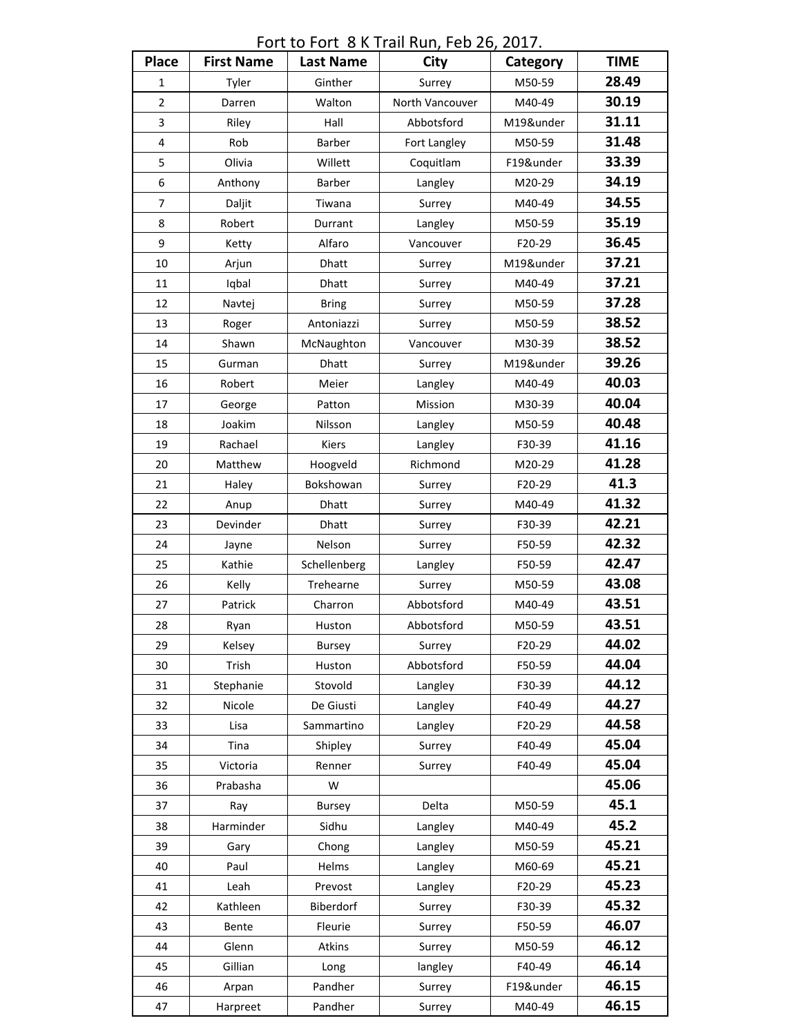# Fort to Fort 8 K Trail Run, Feb 26, 2017.

| Place | First Name | Last Name | City | Category | TIME |
|---|---|---|---|---|---|
| 1 | Tyler | Ginther | Surrey | M50-59 | **28.49** |
| 2 | Darren | Walton | North Vancouver | M40-49 | **30.19** |
| 3 | Riley | Hall | Abbotsford | M19&under | **31.11** |
| 4 | Rob | Barber | Fort Langley | M50-59 | **31.48** |
| 5 | Olivia | Willett | Coquitlam | F19&under | **33.39** |
| 6 | Anthony | Barber | Langley | M20-29 | **34.19** |
| 7 | Daljit | Tiwana | Surrey | M40-49 | **34.55** |
| 8 | Robert | Durrant | Langley | M50-59 | **35.19** |
| 9 | Ketty | Alfaro | Vancouver | F20-29 | **36.45** |
| 10 | Arjun | Dhatt | Surrey | M19&under | **37.21** |
| 11 | Iqbal | Dhatt | Surrey | M40-49 | **37.21** |
| 12 | Navtej | Bring | Surrey | M50-59 | **37.28** |
| 13 | Roger | Antoniazzi | Surrey | M50-59 | **38.52** |
| 14 | Shawn | McNaughton | Vancouver | M30-39 | **38.52** |
| 15 | Gurman | Dhatt | Surrey | M19&under | **39.26** |
| 16 | Robert | Meier | Langley | M40-49 | **40.03** |
| 17 | George | Patton | Mission | M30-39 | **40.04** |
| 18 | Joakim | Nilsson | Langley | M50-59 | **40.48** |
| 19 | Rachael | Kiers | Langley | F30-39 | **41.16** |
| 20 | Matthew | Hoogveld | Richmond | M20-29 | **41.28** |
| 21 | Haley | Bokshowan | Surrey | F20-29 | **41.3** |
| 22 | Anup | Dhatt | Surrey | M40-49 | **41.32** |
| 23 | Devinder | Dhatt | Surrey | F30-39 | **42.21** |
| 24 | Jayne | Nelson | Surrey | F50-59 | **42.32** |
| 25 | Kathie | Schellenberg | Langley | F50-59 | **42.47** |
| 26 | Kelly | Trehearne | Surrey | M50-59 | **43.08** |
| 27 | Patrick | Charron | Abbotsford | M40-49 | **43.51** |
| 28 | Ryan | Huston | Abbotsford | M50-59 | **43.51** |
| 29 | Kelsey | Bursey | Surrey | F20-29 | **44.02** |
| 30 | Trish | Huston | Abbotsford | F50-59 | **44.04** |
| 31 | Stephanie | Stovold | Langley | F30-39 | **44.12** |
| 32 | Nicole | De Giusti | Langley | F40-49 | **44.27** |
| 33 | Lisa | Sammartino | Langley | F20-29 | **44.58** |
| 34 | Tina | Shipley | Surrey | F40-49 | **45.04** |
| 35 | Victoria | Renner | Surrey | F40-49 | **45.04** |
| 36 | Prabasha | W | | | **45.06** |
| 37 | Ray | Bursey | Delta | M50-59 | **45.1** |
| 38 | Harminder | Sidhu | Langley | M40-49 | **45.2** |
| 39 | Gary | Chong | Langley | M50-59 | **45.21** |
| 40 | Paul | Helms | Langley | M60-69 | **45.21** |
| 41 | Leah | Prevost | Langley | F20-29 | **45.23** |
| 42 | Kathleen | Biberdorf | Surrey | F30-39 | **45.32** |
| 43 | Bente | Fleurie | Surrey | F50-59 | **46.07** |
| 44 | Glenn | Atkins | Surrey | M50-59 | **46.12** |
| 45 | Gillian | Long | langley | F40-49 | **46.14** |
| 46 | Arpan | Pandher | Surrey | F19&under | **46.15** |
| 47 | Harpreet | Pandher | Surrey | M40-49 | **46.15** |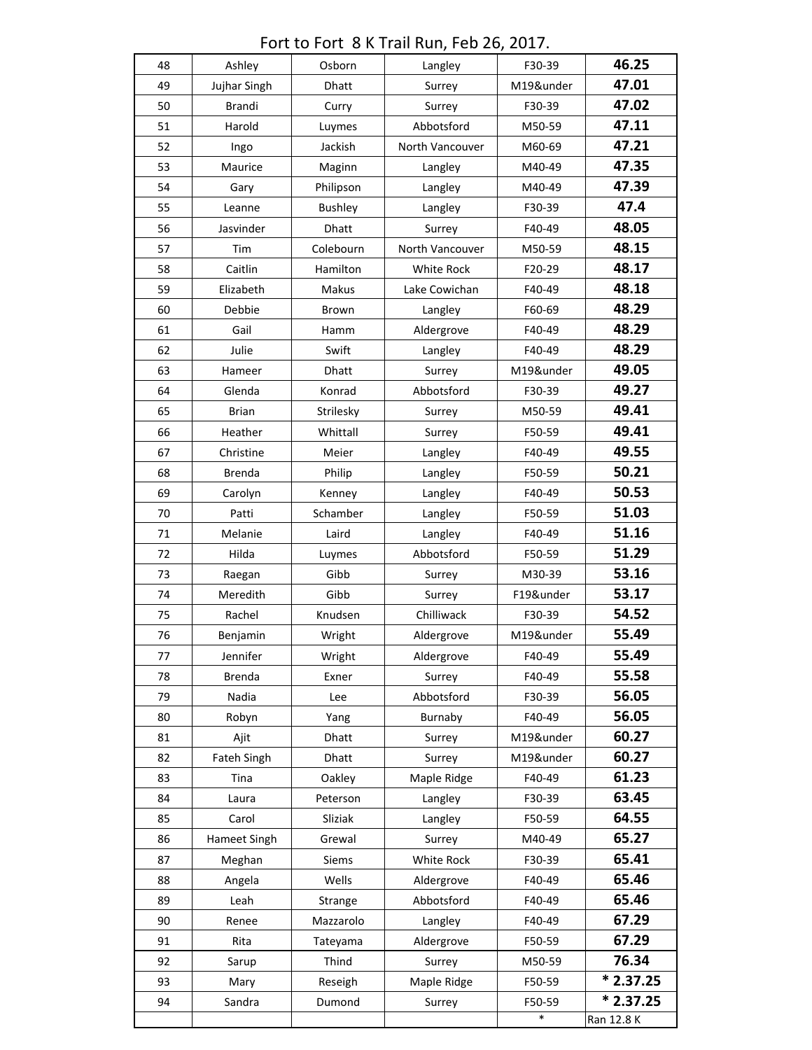Fort to Fort 8 K Trail Run, Feb 26, 2017.

| | | | | | |
|---|---|---|---|---|---|
| 48 | Ashley | Osborn | Langley | F30-39 | **46.25** |
| 49 | Jujhar Singh | Dhatt | Surrey | M19&under | **47.01** |
| 50 | Brandi | Curry | Surrey | F30-39 | **47.02** |
| 51 | Harold | Luymes | Abbotsford | M50-59 | **47.11** |
| 52 | Ingo | Jackish | North Vancouver | M60-69 | **47.21** |
| 53 | Maurice | Maginn | Langley | M40-49 | **47.35** |
| 54 | Gary | Philipson | Langley | M40-49 | **47.39** |
| 55 | Leanne | Bushley | Langley | F30-39 | **47.4** |
| 56 | Jasvinder | Dhatt | Surrey | F40-49 | **48.05** |
| 57 | Tim | Colebourn | North Vancouver | M50-59 | **48.15** |
| 58 | Caitlin | Hamilton | White Rock | F20-29 | **48.17** |
| 59 | Elizabeth | Makus | Lake Cowichan | F40-49 | **48.18** |
| 60 | Debbie | Brown | Langley | F60-69 | **48.29** |
| 61 | Gail | Hamm | Aldergrove | F40-49 | **48.29** |
| 62 | Julie | Swift | Langley | F40-49 | **48.29** |
| 63 | Hameer | Dhatt | Surrey | M19&under | **49.05** |
| 64 | Glenda | Konrad | Abbotsford | F30-39 | **49.27** |
| 65 | Brian | Strilesky | Surrey | M50-59 | **49.41** |
| 66 | Heather | Whittall | Surrey | F50-59 | **49.41** |
| 67 | Christine | Meier | Langley | F40-49 | **49.55** |
| 68 | Brenda | Philip | Langley | F50-59 | **50.21** |
| 69 | Carolyn | Kenney | Langley | F40-49 | **50.53** |
| 70 | Patti | Schamber | Langley | F50-59 | **51.03** |
| 71 | Melanie | Laird | Langley | F40-49 | **51.16** |
| 72 | Hilda | Luymes | Abbotsford | F50-59 | **51.29** |
| 73 | Raegan | Gibb | Surrey | M30-39 | **53.16** |
| 74 | Meredith | Gibb | Surrey | F19&under | **53.17** |
| 75 | Rachel | Knudsen | Chilliwack | F30-39 | **54.52** |
| 76 | Benjamin | Wright | Aldergrove | M19&under | **55.49** |
| 77 | Jennifer | Wright | Aldergrove | F40-49 | **55.49** |
| 78 | Brenda | Exner | Surrey | F40-49 | **55.58** |
| 79 | Nadia | Lee | Abbotsford | F30-39 | **56.05** |
| 80 | Robyn | Yang | Burnaby | F40-49 | **56.05** |
| 81 | Ajit | Dhatt | Surrey | M19&under | **60.27** |
| 82 | Fateh Singh | Dhatt | Surrey | M19&under | **60.27** |
| 83 | Tina | Oakley | Maple Ridge | F40-49 | **61.23** |
| 84 | Laura | Peterson | Langley | F30-39 | **63.45** |
| 85 | Carol | Sliziak | Langley | F50-59 | **64.55** |
| 86 | Hameet Singh | Grewal | Surrey | M40-49 | **65.27** |
| 87 | Meghan | Siems | White Rock | F30-39 | **65.41** |
| 88 | Angela | Wells | Aldergrove | F40-49 | **65.46** |
| 89 | Leah | Strange | Abbotsford | F40-49 | **65.46** |
| 90 | Renee | Mazzarolo | Langley | F40-49 | **67.29** |
| 91 | Rita | Tateyama | Aldergrove | F50-59 | **67.29** |
| 92 | Sarup | Thind | Surrey | M50-59 | **76.34** |
| 93 | Mary | Reseigh | Maple Ridge | F50-59 | **\* 2.37.25** |
| 94 | Sandra | Dumond | Surrey | F50-59 | **\* 2.37.25** |
| | | | | * | Ran 12.8 K |